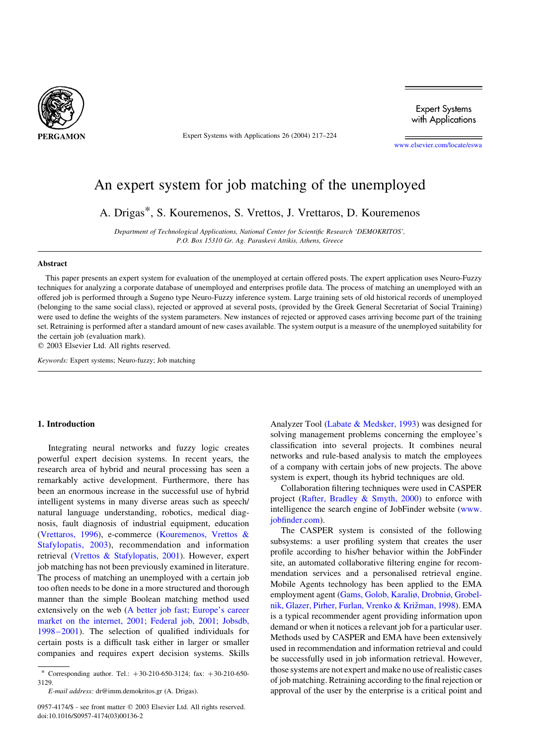# An expert system for job matching of the unemployed

A. Drigas*, S. Kouremenos, S. Vrettos, J. Vrettaros, D. Kouremenos

*Department of Technological Applications, National Center for Scientific Research 'DEMOKRITOS', P.O. Box 15310 Gr. Ag. Paraskevi Attikis, Athens, Greece*

## Abstract

This paper presents an expert system for evaluation of the unemployed at certain offered posts. The expert application uses Neuro-Fuzzy techniques for analyzing a corporate database of unemployed and enterprises profile data. The process of matching an unemployed with an offered job is performed through a Sugeno type Neuro-Fuzzy inference system. Large training sets of old historical records of unemployed (belonging to the same social class), rejected or approved at several posts, (provided by the Greek General Secretariat of Social Training) were used to define the weights of the system parameters. New instances of rejected or approved cases arriving become part of the training set. Retraining is performed after a standard amount of new cases available. The system output is a measure of the unemployed suitability for the certain job (evaluation mark).

© 2003 Elsevier Ltd. All rights reserved.

*Keywords:* Expert systems; Neuro-fuzzy; Job matching

## 1. Introduction

Integrating neural networks and fuzzy logic creates powerful expert decision systems. In recent years, the research area of hybrid and neural processing has seen a remarkably active development. Furthermore, there has been an enormous increase in the successful use of hybrid intelligent systems in many diverse areas such as speech/natural language understanding, robotics, medical diagnosis, fault diagnosis of industrial equipment, education (Vrettaros, 1996), e-commerce (Kouremenos, Vrettos & Stafylopatis, 2003), recommendation and information retrieval (Vrettos & Stafylopatis, 2001). However, expert job matching has not been previously examined in literature. The process of matching an unemployed with a certain job too often needs to be done in a more structured and thorough manner than the simple Boolean matching method used extensively on the web (A better job fast; Europe's career market on the internet, 2001; Federal job, 2001; Jobsdb, 1998–2001). The selection of qualified individuals for certain posts is a difficult task either in larger or smaller companies and requires expert decision systems. Skills Analyzer Tool (Labate & Medsker, 1993) was designed for solving management problems concerning the employee's classification into several projects. It combines neural networks and rule-based analysis to match the employees of a company with certain jobs of new projects. The above system is expert, though its hybrid techniques are old.

Collaboration filtering techniques were used in CASPER project (Rafter, Bradley & Smyth, 2000) to enforce with intelligence the search engine of JobFinder website (www.jobfinder.com).

The CASPER system is consisted of the following subsystems: a user profiling system that creates the user profile according to his/her behavior within the JobFinder site, an automated collaborative filtering engine for recommendation services and a personalised retrieval engine. Mobile Agents technology has been applied to the EMA employment agent (Gams, Golob, Karaliø, Drobniø, Grobelnik, Glazer, Pirher, Furlan, Vrenko & Križman, 1998). EMA is a typical recommender agent providing information upon demand or when it notices a relevant job for a particular user. Methods used by CASPER and EMA have been extensively used in recommendation and information retrieval and could be successfully used in job information retrieval. However, those systems are not expert and make no use of realistic cases of job matching. Retraining according to the final rejection or approval of the user by the enterprise is a critical point and

---

\* Corresponding author. Tel.: +30-210-650-3124; fax: +30-210-650-3129.

*E-mail address:* dr@imm.demokritos.gr (A. Drigas).

0957-4174/$ - see front matter © 2003 Elsevier Ltd. All rights reserved.
doi:10.1016/S0957-4174(03)00136-2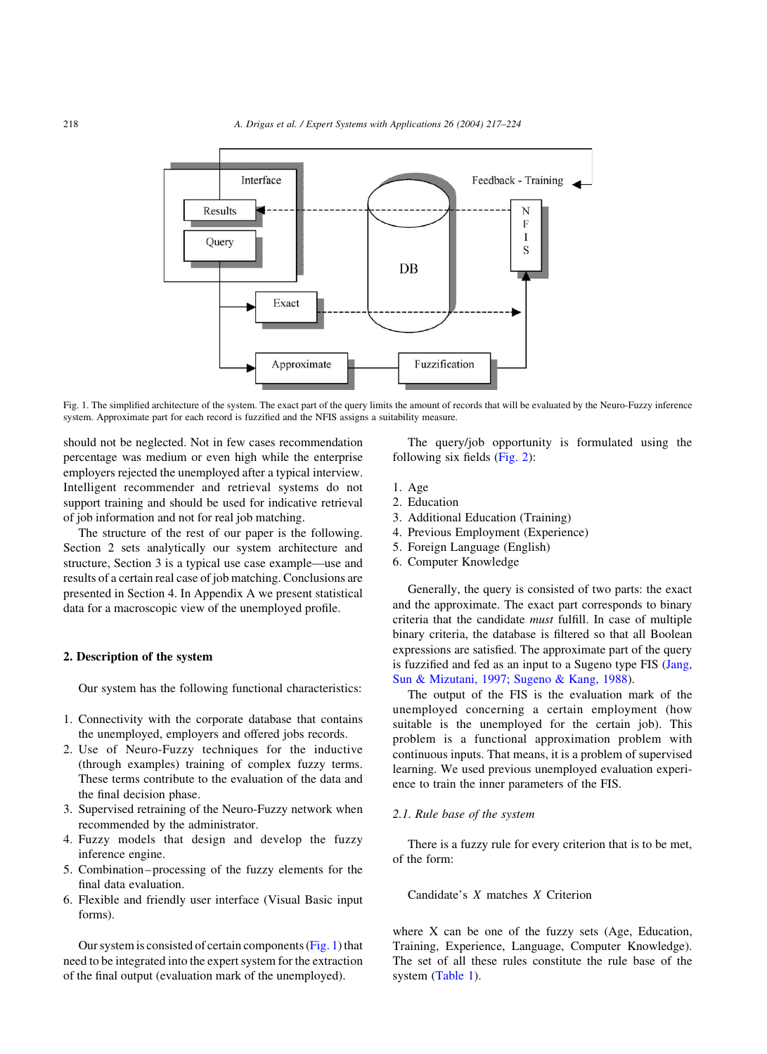Fig. 1. The simplified architecture of the system. The exact part of the query limits the amount of records that will be evaluated by the Neuro-Fuzzy inference system. Approximate part for each record is fuzzified and the NFIS assigns a suitability measure.

should not be neglected. Not in few cases recommendation percentage was medium or even high while the enterprise employers rejected the unemployed after a typical interview. Intelligent recommender and retrieval systems do not support training and should be used for indicative retrieval of job information and not for real job matching.

The structure of the rest of our paper is the following. Section 2 sets analytically our system architecture and structure, Section 3 is a typical use case example—use and results of a certain real case of job matching. Conclusions are presented in Section 4. In Appendix A we present statistical data for a macroscopic view of the unemployed profile.

## 2. Description of the system

Our system has the following functional characteristics:

1. Connectivity with the corporate database that contains the unemployed, employers and offered jobs records.
2. Use of Neuro-Fuzzy techniques for the inductive (through examples) training of complex fuzzy terms. These terms contribute to the evaluation of the data and the final decision phase.
3. Supervised retraining of the Neuro-Fuzzy network when recommended by the administrator.
4. Fuzzy models that design and develop the fuzzy inference engine.
5. Combination–processing of the fuzzy elements for the final data evaluation.
6. Flexible and friendly user interface (Visual Basic input forms).

Our system is consisted of certain components (Fig. 1) that need to be integrated into the expert system for the extraction of the final output (evaluation mark of the unemployed).

The query/job opportunity is formulated using the following six fields (Fig. 2):

1. Age
2. Education
3. Additional Education (Training)
4. Previous Employment (Experience)
5. Foreign Language (English)
6. Computer Knowledge

Generally, the query is consisted of two parts: the exact and the approximate. The exact part corresponds to binary criteria that the candidate *must* fulfill. In case of multiple binary criteria, the database is filtered so that all Boolean expressions are satisfied. The approximate part of the query is fuzzified and fed as an input to a Sugeno type FIS (Jang, Sun & Mizutani, 1997; Sugeno & Kang, 1988).

The output of the FIS is the evaluation mark of the unemployed concerning a certain employment (how suitable is the unemployed for the certain job). This problem is a functional approximation problem with continuous inputs. That means, it is a problem of supervised learning. We used previous unemployed evaluation experience to train the inner parameters of the FIS.

### *2.1. Rule base of the system*

There is a fuzzy rule for every criterion that is to be met, of the form:

Candidate's *X* matches *X* Criterion

where X can be one of the fuzzy sets (Age, Education, Training, Experience, Language, Computer Knowledge). The set of all these rules constitute the rule base of the system (Table 1).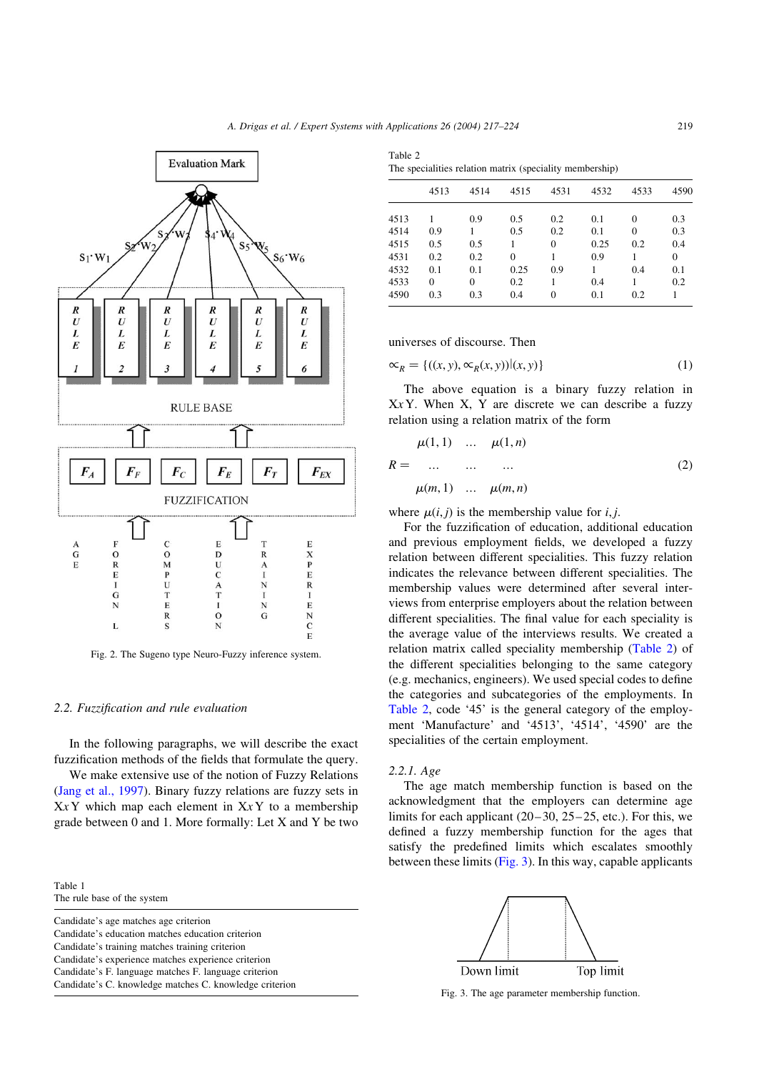Fig. 2. The Sugeno type Neuro-Fuzzy inference system.

### 2.2. Fuzzification and rule evaluation

In the following paragraphs, we will describe the exact fuzzification methods of the fields that formulate the query.

We make extensive use of the notion of Fuzzy Relations (Jang et al., 1997). Binary fuzzy relations are fuzzy sets in X*x*Y which map each element in X*x*Y to a membership grade between 0 and 1. More formally: Let X and Y be two universes of discourse. Then

$$\propto_R = \{((x,y), \propto_R(x,y)) | (x,y)\} \tag{1}$$

The above equation is a binary fuzzy relation in X*x*Y. When X, Y are discrete we can describe a fuzzy relation using a relation matrix of the form

$$R = \begin{matrix} \mu(1,1) & \dots & \mu(1,n) \\ \dots & \dots & \dots \\ \mu(m,1) & \dots & \mu(m,n) \end{matrix} \tag{2}$$

where $\mu(i,j)$ is the membership value for $i, j$.

For the fuzzification of education, additional education and previous employment fields, we developed a fuzzy relation between different specialities. This fuzzy relation indicates the relevance between different specialities. The membership values were determined after several interviews from enterprise employers about the relation between different specialities. The final value for each speciality is the average value of the interviews results. We created a relation matrix called speciality membership (Table 2) of the different specialities belonging to the same category (e.g. mechanics, engineers). We used special codes to define the categories and subcategories of the employments. In Table 2, code '45' is the general category of the employment 'Manufacture' and '4513', '4514', '4590' are the specialities of the certain employment.

Table 1
The rule base of the system

| |
|---|
| Candidate's age matches age criterion |
| Candidate's education matches education criterion |
| Candidate's training matches training criterion |
| Candidate's experience matches experience criterion |
| Candidate's F. language matches F. language criterion |
| Candidate's C. knowledge matches C. knowledge criterion |

Table 2
The specialities relation matrix (speciality membership)

| | 4513 | 4514 | 4515 | 4531 | 4532 | 4533 | 4590 |
|---|---|---|---|---|---|---|---|
| 4513 | 1 | 0.9 | 0.5 | 0.2 | 0.1 | 0 | 0.3 |
| 4514 | 0.9 | 1 | 0.5 | 0.2 | 0.1 | 0 | 0.3 |
| 4515 | 0.5 | 0.5 | 1 | 0 | 0.25 | 0.2 | 0.4 |
| 4531 | 0.2 | 0.2 | 0 | 1 | 0.9 | 1 | 0 |
| 4532 | 0.1 | 0.1 | 0.25 | 0.9 | 1 | 0.4 | 0.1 |
| 4533 | 0 | 0 | 0.2 | 1 | 0.4 | 1 | 0.2 |
| 4590 | 0.3 | 0.3 | 0.4 | 0 | 0.1 | 0.2 | 1 |

#### 2.2.1. Age

The age match membership function is based on the acknowledgment that the employers can determine age limits for each applicant (20–30, 25–25, etc.). For this, we defined a fuzzy membership function for the ages that satisfy the predefined limits which escalates smoothly between these limits (Fig. 3). In this way, capable applicants

Fig. 3. The age parameter membership function.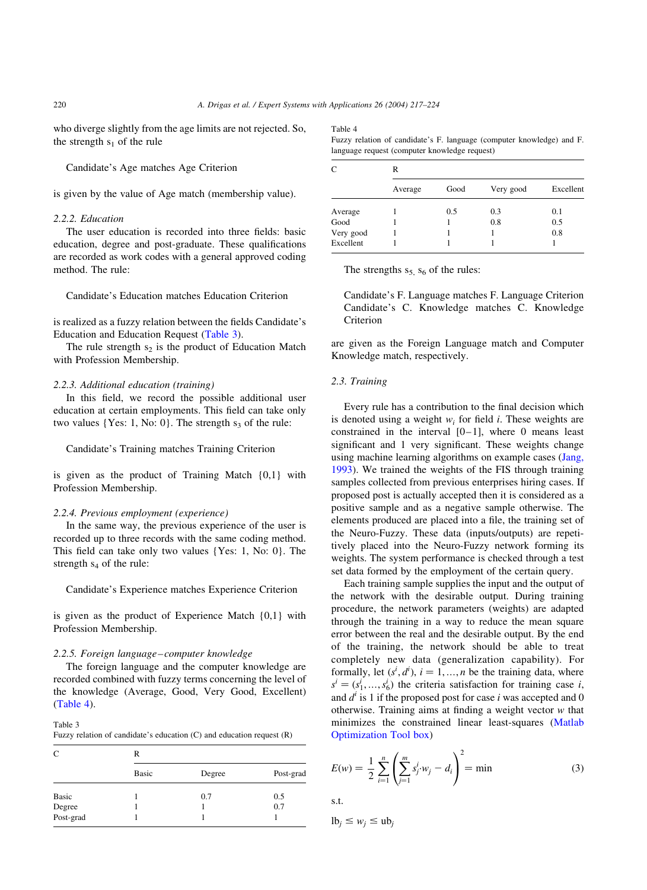who diverge slightly from the age limits are not rejected. So, the strength $s_1$ of the rule

Candidate's Age matches Age Criterion

is given by the value of Age match (membership value).

### 2.2.2. Education

The user education is recorded into three fields: basic education, degree and post-graduate. These qualifications are recorded as work codes with a general approved coding method. The rule:

Candidate's Education matches Education Criterion

is realized as a fuzzy relation between the fields Candidate's Education and Education Request (Table 3).

The rule strength $s_2$ is the product of Education Match with Profession Membership.

### 2.2.3. Additional education (training)

In this field, we record the possible additional user education at certain employments. This field can take only two values {Yes: 1, No: 0}. The strength $s_3$ of the rule:

Candidate's Training matches Training Criterion

is given as the product of Training Match {0,1} with Profession Membership.

### 2.2.4. Previous employment (experience)

In the same way, the previous experience of the user is recorded up to three records with the same coding method. This field can take only two values {Yes: 1, No: 0}. The strength $s_4$ of the rule:

Candidate's Experience matches Experience Criterion

is given as the product of Experience Match {0,1} with Profession Membership.

### 2.2.5. Foreign language–computer knowledge

The foreign language and the computer knowledge are recorded combined with fuzzy terms concerning the level of the knowledge (Average, Good, Very Good, Excellent) (Table 4).

Table 3
Fuzzy relation of candidate's education (C) and education request (R)

| C | R | | |
|---|---|---|---|
| | Basic | Degree | Post-grad |
| Basic | 1 | 0.7 | 0.5 |
| Degree | 1 | 1 | 0.7 |
| Post-grad | 1 | 1 | 1 |

Table 4
Fuzzy relation of candidate's F. language (computer knowledge) and F. language request (computer knowledge request)

| C | R | | | |
|---|---|---|---|---|
| | Average | Good | Very good | Excellent |
| Average | 1 | 0.5 | 0.3 | 0.1 |
| Good | 1 | 1 | 0.8 | 0.5 |
| Very good | 1 | 1 | 1 | 0.8 |
| Excellent | 1 | 1 | 1 | 1 |

The strengths $s_5$, $s_6$ of the rules:

Candidate's F. Language matches F. Language Criterion
Candidate's C. Knowledge matches C. Knowledge Criterion

are given as the Foreign Language match and Computer Knowledge match, respectively.

## 2.3. Training

Every rule has a contribution to the final decision which is denoted using a weight $w_i$ for field $i$. These weights are constrained in the interval [0–1], where 0 means least significant and 1 very significant. These weights change using machine learning algorithms on example cases (Jang, 1993). We trained the weights of the FIS through training samples collected from previous enterprises hiring cases. If proposed post is actually accepted then it is considered as a positive sample and as a negative sample otherwise. The elements produced are placed into a file, the training set of the Neuro-Fuzzy. These data (inputs/outputs) are repetitively placed into the Neuro-Fuzzy network forming its weights. The system performance is checked through a test set data formed by the employment of the certain query.

Each training sample supplies the input and the output of the network with the desirable output. During training procedure, the network parameters (weights) are adapted through the training in a way to reduce the mean square error between the real and the desirable output. By the end of the training, the network should be able to treat completely new data (generalization capability). For formally, let $(s^i, d^i)$, $i = 1, \ldots, n$ be the training data, where $s^i = (s_1^i, \ldots, s_6^i)$ the criteria satisfaction for training case $i$, and $d^i$ is 1 if the proposed post for case $i$ was accepted and 0 otherwise. Training aims at finding a weight vector $w$ that minimizes the constrained linear least-squares (Matlab Optimization Tool box)

$$E(w) = \frac{1}{2} \sum_{i=1}^{n} \left( \sum_{j=1}^{m} s_j^i \cdot w_j - d_i \right)^2 = \min \tag{3}$$

s.t.

$$\mathrm{lb}_j \le w_j \le \mathrm{ub}_j$$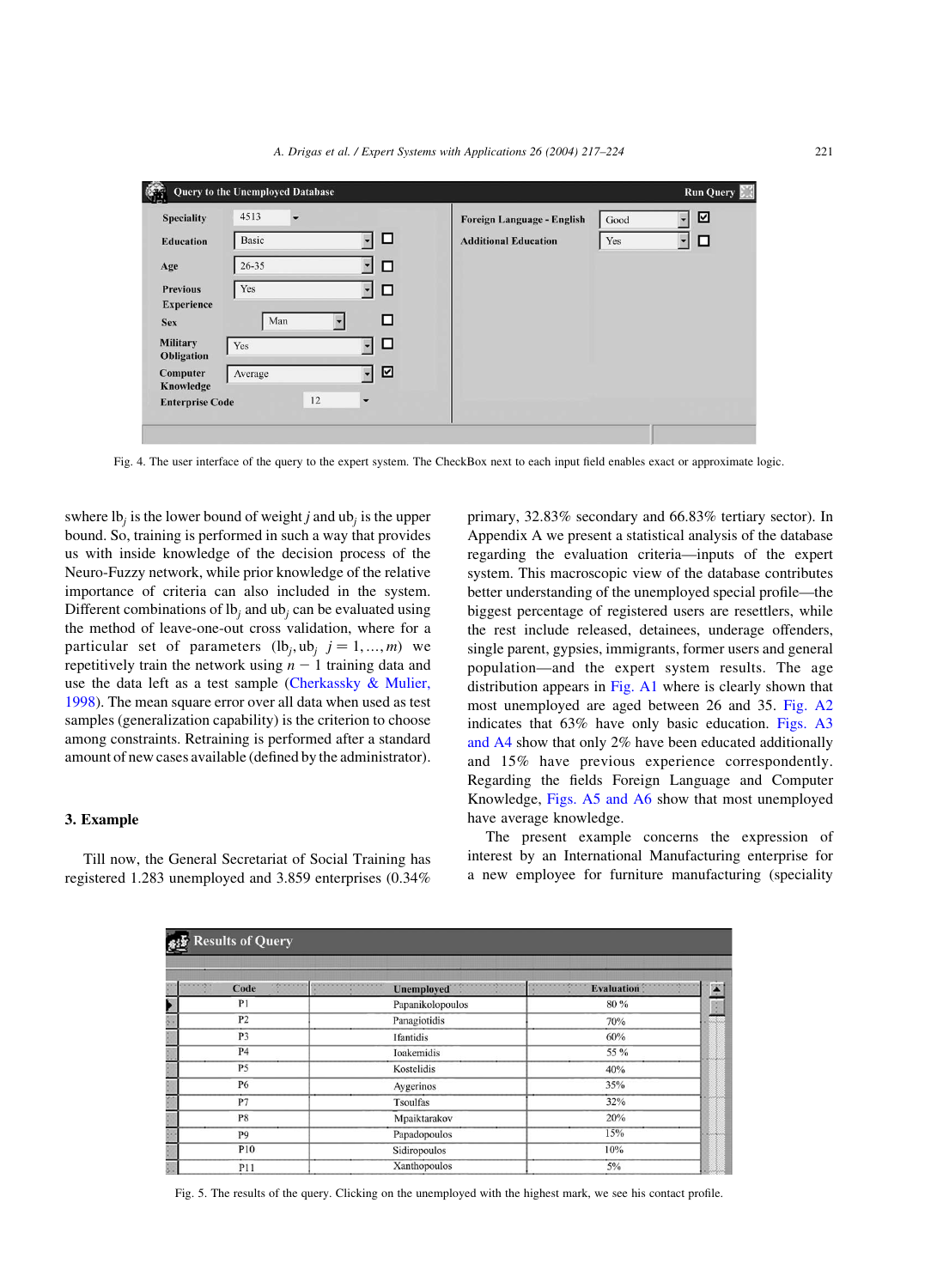Fig. 4. The user interface of the query to the expert system. The CheckBox next to each input field enables exact or approximate logic.

swhere $lb_j$ is the lower bound of weight $j$ and $ub_j$ is the upper bound. So, training is performed in such a way that provides us with inside knowledge of the decision process of the Neuro-Fuzzy network, while prior knowledge of the relative importance of criteria can also included in the system. Different combinations of $lb_j$ and $ub_j$ can be evaluated using the method of leave-one-out cross validation, where for a particular set of parameters $(lb_j, ub_j\ j = 1, \dots, m)$ we repetitively train the network using $n - 1$ training data and use the data left as a test sample (Cherkassky & Mulier, 1998). The mean square error over all data when used as test samples (generalization capability) is the criterion to choose among constraints. Retraining is performed after a standard amount of new cases available (defined by the administrator).

## 3. Example

Till now, the General Secretariat of Social Training has registered 1.283 unemployed and 3.859 enterprises (0.34% primary, 32.83% secondary and 66.83% tertiary sector). In Appendix A we present a statistical analysis of the database regarding the evaluation criteria—inputs of the expert system. This macroscopic view of the database contributes better understanding of the unemployed special profile—the biggest percentage of registered users are resettlers, while the rest include released, detainees, underage offenders, single parent, gypsies, immigrants, former users and general population—and the expert system results. The age distribution appears in Fig. A1 where is clearly shown that most unemployed are aged between 26 and 35. Fig. A2 indicates that 63% have only basic education. Figs. A3 and A4 show that only 2% have been educated additionally and 15% have previous experience correspondently. Regarding the fields Foreign Language and Computer Knowledge, Figs. A5 and A6 show that most unemployed have average knowledge.

The present example concerns the expression of interest by an International Manufacturing enterprise for a new employee for furniture manufacturing (speciality

| Code | Unemployed | Evaluation |
|---|---|---|
| P1 | Papanikolopoulos | 80 % |
| P2 | Panagiotidis | 70% |
| P3 | Ifantidis | 60% |
| P4 | Ioakemidis | 55 % |
| P5 | Kostelidis | 40% |
| P6 | Aygerinos | 35% |
| P7 | Tsoulfas | 32% |
| P8 | Mpaiktarakov | 20% |
| P9 | Papadopoulos | 15% |
| P10 | Sidiropoulos | 10% |
| P11 | Xanthopoulos | 5% |

Fig. 5. The results of the query. Clicking on the unemployed with the highest mark, we see his contact profile.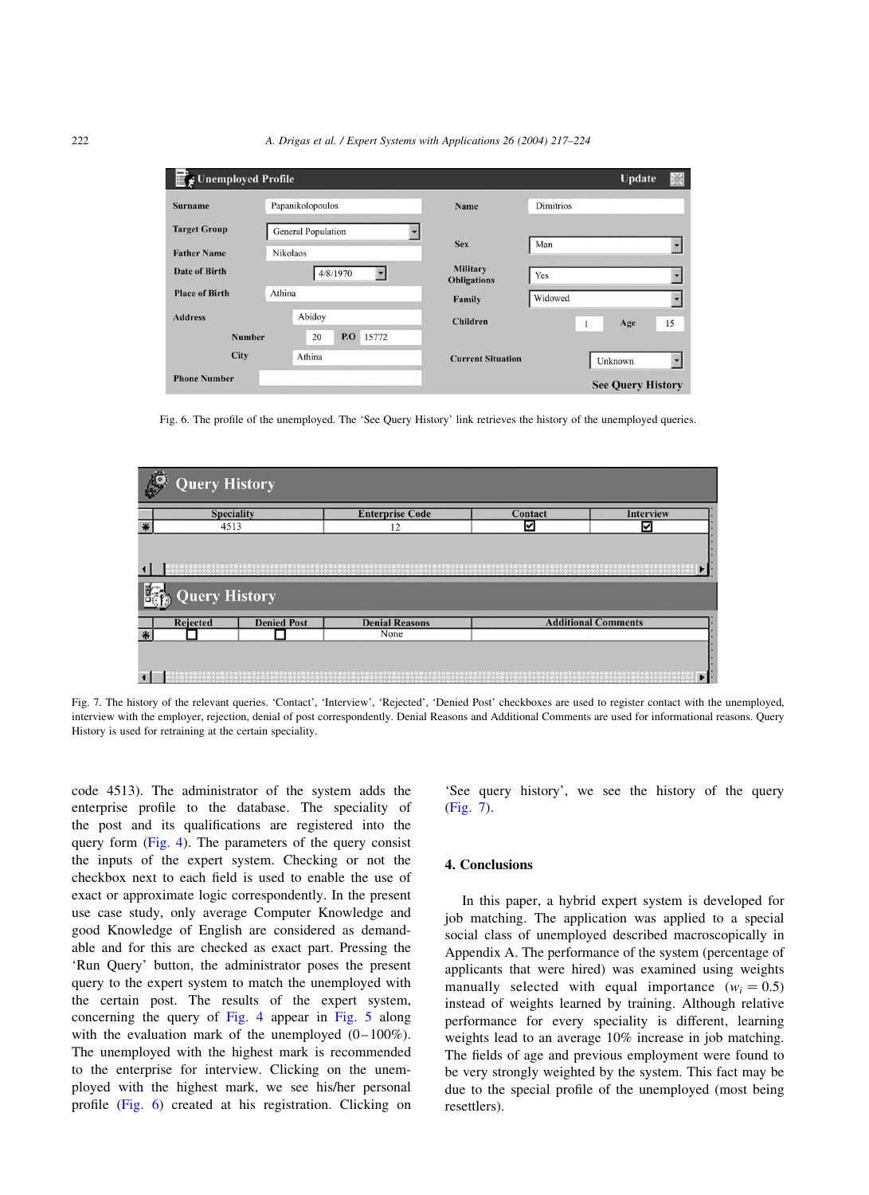Fig. 6. The profile of the unemployed. The 'See Query History' link retrieves the history of the unemployed queries.

Fig. 7. The history of the relevant queries. 'Contact', 'Interview', 'Rejected', 'Denied Post' checkboxes are used to register contact with the unemployed, interview with the employer, rejection, denial of post correspondently. Denial Reasons and Additional Comments are used for informational reasons. Query History is used for retraining at the certain speciality.

code 4513). The administrator of the system adds the enterprise profile to the database. The speciality of the post and its qualifications are registered into the query form (Fig. 4). The parameters of the query consist the inputs of the expert system. Checking or not the checkbox next to each field is used to enable the use of exact or approximate logic correspondently. In the present use case study, only average Computer Knowledge and good Knowledge of English are considered as demandable and for this are checked as exact part. Pressing the 'Run Query' button, the administrator poses the present query to the expert system to match the unemployed with the certain post. The results of the expert system, concerning the query of Fig. 4 appear in Fig. 5 along with the evaluation mark of the unemployed (0–100%). The unemployed with the highest mark is recommended to the enterprise for interview. Clicking on the unemployed with the highest mark, we see his/her personal profile (Fig. 6) created at his registration. Clicking on 'See query history', we see the history of the query (Fig. 7).

## 4. Conclusions

In this paper, a hybrid expert system is developed for job matching. The application was applied to a special social class of unemployed described macroscopically in Appendix A. The performance of the system (percentage of applicants that were hired) was examined using weights manually selected with equal importance ($w_i = 0.5$) instead of weights learned by training. Although relative performance for every speciality is different, learning weights lead to an average 10% increase in job matching. The fields of age and previous employment were found to be very strongly weighted by the system. This fact may be due to the special profile of the unemployed (most being resettlers).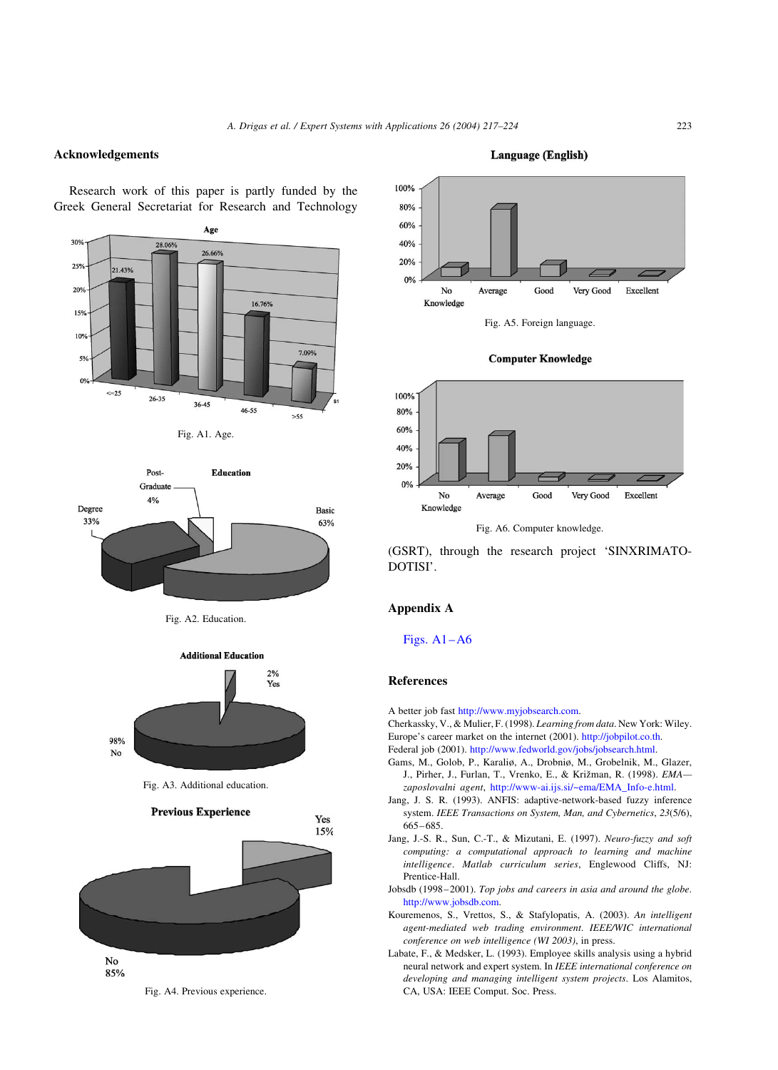## Acknowledgements

Research work of this paper is partly funded by the Greek General Secretariat for Research and Technology (GSRT), through the research project 'SINXRIMATO-DOTISI'.

Fig. A1. Age.

Fig. A2. Education.

Fig. A3. Additional education.

Fig. A4. Previous experience.

Fig. A5. Foreign language.

Fig. A6. Computer knowledge.

## Appendix A

Figs. A1–A6

## References

A better job fast http://www.myjobsearch.com.

Cherkassky, V., & Mulier, F. (1998). *Learning from data*. New York: Wiley.

Europe's career market on the internet (2001). http://jobpilot.co.th.

Federal job (2001). http://www.fedworld.gov/jobs/jobsearch.html.

Gams, M., Golob, P., Karaliø, A., Drobniø, M., Grobelnik, M., Glazer, J., Pirher, J., Furlan, T., Vrenko, E., & Križman, R. (1998). *EMA—zaposlovalni agent*, http://www-ai.ijs.si/~ema/EMA_Info-e.html.

Jang, J. S. R. (1993). ANFIS: adaptive-network-based fuzzy inference system. *IEEE Transactions on System, Man, and Cybernetics*, *23*(5/6), 665–685.

Jang, J.-S. R., Sun, C.-T., & Mizutani, E. (1997). *Neuro-fuzzy and soft computing: a computational approach to learning and machine intelligence*. *Matlab curriculum series*, Englewood Cliffs, NJ: Prentice-Hall.

Jobsdb (1998–2001). *Top jobs and careers in asia and around the globe*. http://www.jobsdb.com.

Kouremenos, S., Vrettos, S., & Stafylopatis, A. (2003). *An intelligent agent-mediated web trading environment*. *IEEE/WIC international conference on web intelligence (WI 2003)*, in press.

Labate, F., & Medsker, L. (1993). Employee skills analysis using a hybrid neural network and expert system. In *IEEE international conference on developing and managing intelligent system projects*. Los Alamitos, CA, USA: IEEE Comput. Soc. Press.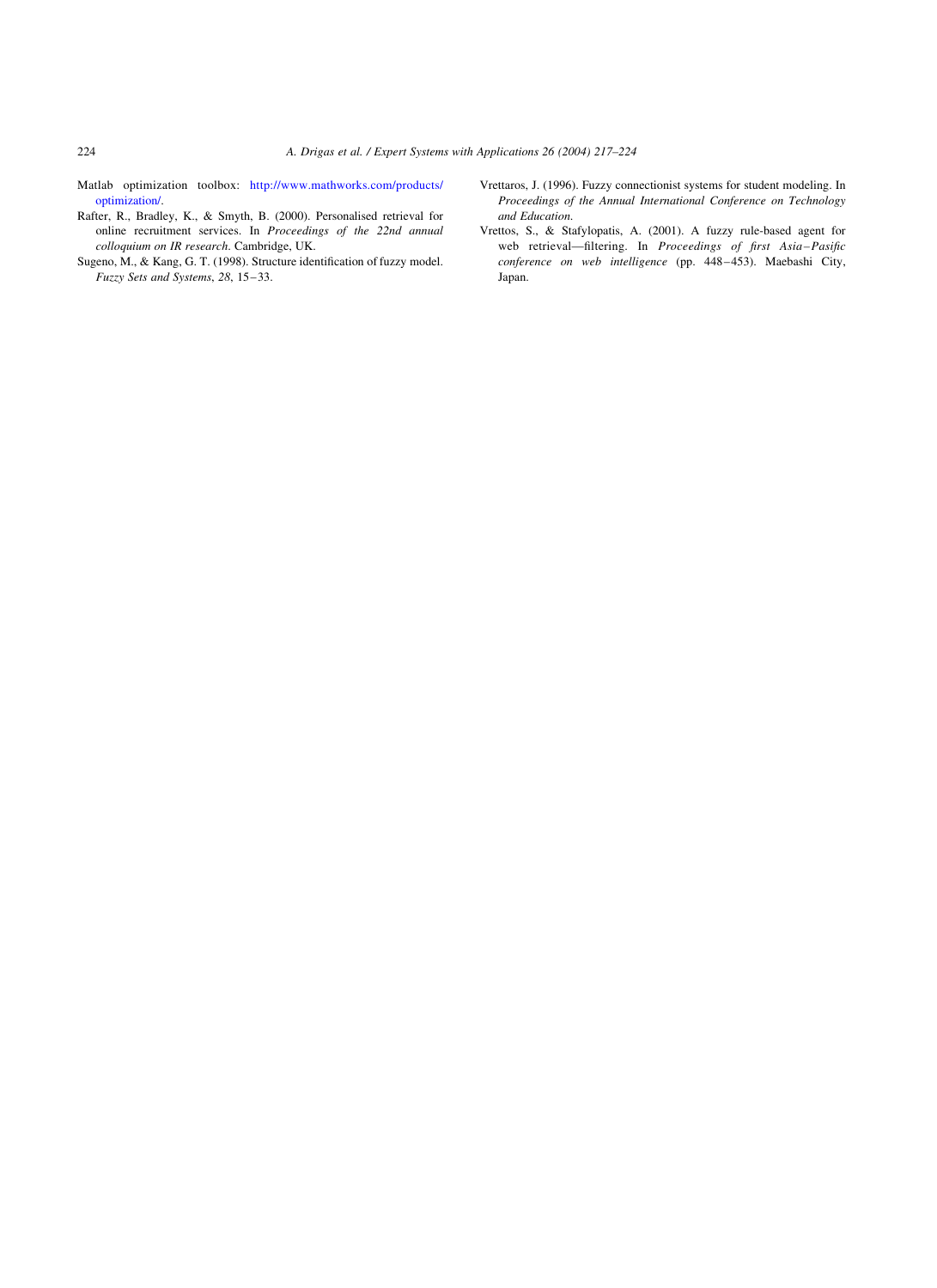Matlab optimization toolbox: http://www.mathworks.com/products/optimization/.

Rafter, R., Bradley, K., & Smyth, B. (2000). Personalised retrieval for online recruitment services. In *Proceedings of the 22nd annual colloquium on IR research*. Cambridge, UK.

Sugeno, M., & Kang, G. T. (1998). Structure identification of fuzzy model. *Fuzzy Sets and Systems*, *28*, 15–33.

Vrettaros, J. (1996). Fuzzy connectionist systems for student modeling. In *Proceedings of the Annual International Conference on Technology and Education*.

Vrettos, S., & Stafylopatis, A. (2001). A fuzzy rule-based agent for web retrieval—filtering. In *Proceedings of first Asia–Pasific conference on web intelligence* (pp. 448–453). Maebashi City, Japan.